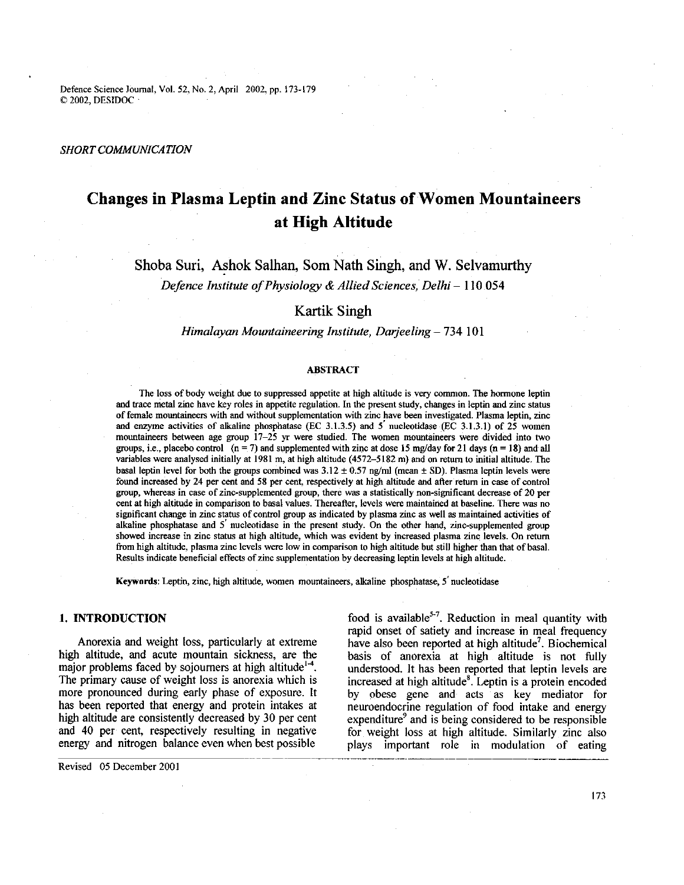*SHORT COMMUNICATION*

# Changes in Plasma Leptin and Zinc Status of Women Mountaineers at High Altitude

Shoba Suri, Ashok Salhan, Som Nath Singh, and W. Selvamurthy

*Defence Institute of Physiology & Allied Sciences, Delhi – 110 054*

Kartik Singh

*Himalayan Mountaineering Institute, Darjeeling – 734 101*

## ABSTRACT

The loss of body weight due to suppressed appetite at high altitude is very common. The hormone leptin and trace metal zinc have key roles in appetite regulation. In the present study, changes in leptin and zinc status of female mountaineers with and without supplementation with zinc have been investigated. Plasma leptin, zinc and enzyme activities of alkaline phosphatase (EC 3.1.3.5) and 5′ nucleotidase (EC 3.1.3.1) of 25 women mountaineers between age group 17–25 yr were studied. The women mountaineers were divided into two groups, i.e., placebo control (n = 7) and supplemented with zinc at dose 15 mg/day for 21 days (n = 18) and all variables were analysed initially at 1981 m, at high altitude (4572–5182 m) and on return to initial altitude. The basal leptin level for both the groups combined was 3.12 ± 0.57 ng/ml (mean ± SD). Plasma leptin levels were found increased by 24 per cent and 58 per cent, respectively at high altitude and after return in case of control group, whereas in case of zinc-supplemented group, there was a statistically non-significant decrease of 20 per cent at high altitude in comparison to basal values. Thereafter, levels were maintained at baseline. There was no significant change in zinc status of control group as indicated by plasma zinc as well as maintained activities of alkaline phosphatase and 5′ nucleotidase in the present study. On the other hand, zinc-supplemented group showed increase in zinc status at high altitude, which was evident by increased plasma zinc levels. On return from high altitude, plasma zinc levels were low in comparison to high altitude but still higher than that of basal. Results indicate beneficial effects of zinc supplementation by decreasing leptin levels at high altitude.

**Keywords:** Leptin, zinc, high altitude, women mountaineers, alkaline phosphatase, 5′ nucleotidase

## 1. INTRODUCTION

Anorexia and weight loss, particularly at extreme high altitude, and acute mountain sickness, are the major problems faced by sojourners at high altitude[1-4]. The primary cause of weight loss is anorexia which is more pronounced during early phase of exposure. It has been reported that energy and protein intakes at high altitude are consistently decreased by 30 per cent and 40 per cent, respectively resulting in negative energy and nitrogen balance even when best possible food is available[5-7]. Reduction in meal quantity with rapid onset of satiety and increase in meal frequency have also been reported at high altitude[7]. Biochemical basis of anorexia at high altitude is not fully understood. It has been reported that leptin levels are increased at high altitude[8]. Leptin is a protein encoded by obese gene and acts as key mediator for neuroendocrine regulation of food intake and energy expenditure[9] and is being considered to be responsible for weight loss at high altitude. Similarly zinc also plays important role in modulation of eating

Revised 05 December 2001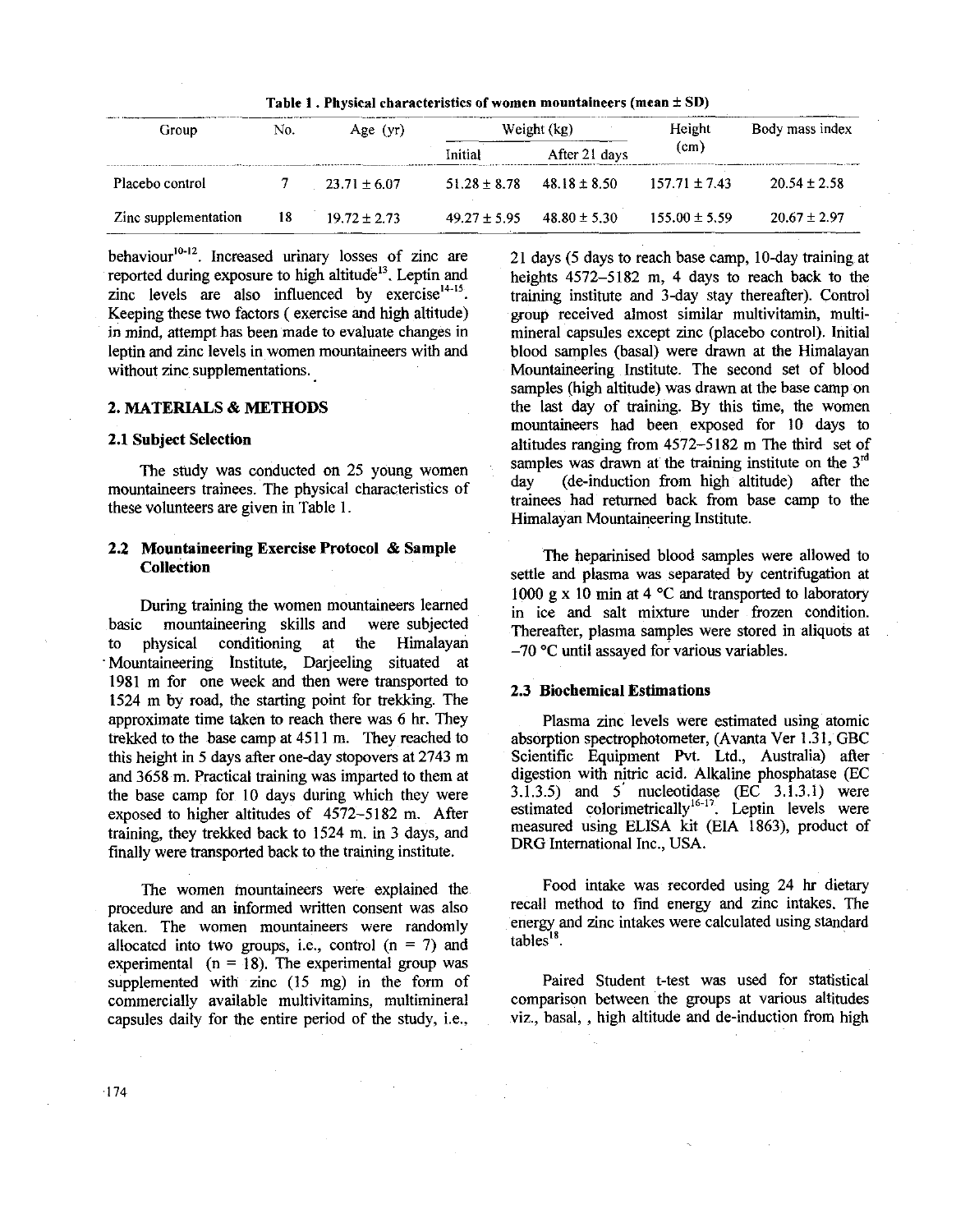Table 1 . Physical characteristics of women mountaineers (mean ± SD)

| Group | No. | Age (yr) | Weight (kg) | | Height (cm) | Body mass index |
|---|---|---|---|---|---|---|
| | | | Initial | After 21 days | | |
| Placebo control | 7 | 23.71 ± 6.07 | 51.28 ± 8.78 | 48.18 ± 8.50 | 157.71 ± 7.43 | 20.54 ± 2.58 |
| Zinc supplementation | 18 | 19.72 ± 2.73 | 49.27 ± 5.95 | 48.80 ± 5.30 | 155.00 ± 5.59 | 20.67 ± 2.97 |

behaviour[10-12]. Increased urinary losses of zinc are reported during exposure to high altitude[13]. Leptin and zinc levels are also influenced by exercise[14-15]. Keeping these two factors ( exercise and high altitude) in mind, attempt has been made to evaluate changes in leptin and zinc levels in women mountaineers with and without zinc supplementations.

## 2. MATERIALS & METHODS

### 2.1 Subject Selection

The study was conducted on 25 young women mountaineers trainees. The physical characteristics of these volunteers are given in Table 1.

### 2.2 Mountaineering Exercise Protocol & Sample Collection

During training the women mountaineers learned basic mountaineering skills and were subjected to physical conditioning at the Himalayan Mountaineering Institute, Darjeeling situated at 1981 m for one week and then were transported to 1524 m by road, the starting point for trekking. The approximate time taken to reach there was 6 hr. They trekked to the base camp at 4511 m. They reached to this height in 5 days after one-day stopovers at 2743 m and 3658 m. Practical training was imparted to them at the base camp for 10 days during which they were exposed to higher altitudes of 4572–5182 m. After training, they trekked back to 1524 m. in 3 days, and finally were transported back to the training institute.

The women mountaineers were explained the procedure and an informed written consent was also taken. The women mountaineers were randomly allocated into two groups, i.e., control (n = 7) and experimental (n = 18). The experimental group was supplemented with zinc (15 mg) in the form of commercially available multivitamins, multimineral capsules daily for the entire period of the study, i.e., 21 days (5 days to reach base camp, 10-day training at heights 4572–5182 m, 4 days to reach back to the training institute and 3-day stay thereafter). Control group received almost similar multivitamin, multimineral capsules except zinc (placebo control). Initial blood samples (basal) were drawn at the Himalayan Mountaineering Institute. The second set of blood samples (high altitude) was drawn at the base camp on the last day of training. By this time, the women mountaineers had been exposed for 10 days to altitudes ranging from 4572–5182 m The third set of samples was drawn at the training institute on the 3rd day (de-induction from high altitude) after the trainees had returned back from base camp to the Himalayan Mountaineering Institute.

The heparinised blood samples were allowed to settle and plasma was separated by centrifugation at 1000 g x 10 min at 4 °C and transported to laboratory in ice and salt mixture under frozen condition. Thereafter, plasma samples were stored in aliquots at –70 °C until assayed for various variables.

### 2.3 Biochemical Estimations

Plasma zinc levels were estimated using atomic absorption spectrophotometer, (Avanta Ver 1.31, GBC Scientific Equipment Pvt. Ltd., Australia) after digestion with nitric acid. Alkaline phosphatase (EC 3.1.3.5) and 5′ nucleotidase (EC 3.1.3.1) were estimated colorimetrically[16-17]. Leptin levels were measured using ELISA kit (EIA 1863), product of DRG International Inc., USA.

Food intake was recorded using 24 hr dietary recall method to find energy and zinc intakes. The energy and zinc intakes were calculated using standard tables[18].

Paired Student t-test was used for statistical comparison between the groups at various altitudes viz., basal, , high altitude and de-induction from high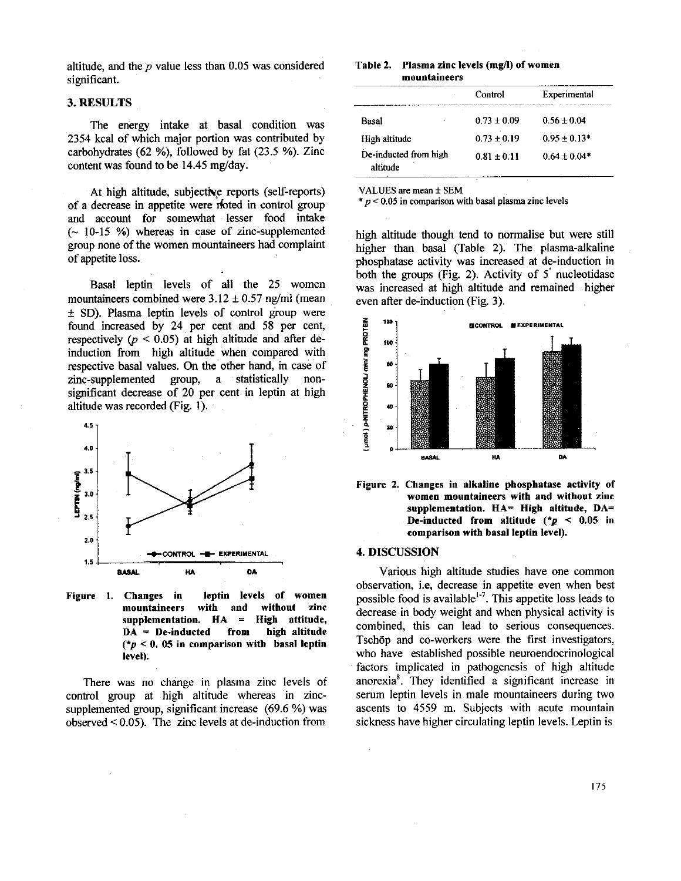altitude, and the $p$ value less than 0.05 was considered significant.

## 3. RESULTS

The energy intake at basal condition was 2354 kcal of which major portion was contributed by carbohydrates (62 %), followed by fat (23.5 %). Zinc content was found to be 14.45 mg/day.

At high altitude, subjective reports (self-reports) of a decrease in appetite were noted in control group and account for somewhat lesser food intake (~ 10-15 %) whereas in case of zinc-supplemented group none of the women mountaineers had complaint of appetite loss.

Basal leptin levels of all the 25 women mountaineers combined were 3.12 ± 0.57 ng/ml (mean ± SD). Plasma leptin levels of control group were found increased by 24 per cent and 58 per cent, respectively ($p < 0.05$) at high altitude and after de-induction from high altitude when compared with respective basal values. On the other hand, in case of zinc-supplemented group, a statistically non-significant decrease of 20 per cent in leptin at high altitude was recorded (Fig. 1).

**Figure 1. Changes in leptin levels of women mountaineers with and without zinc supplementation. HA = High attitude, DA = De-inducted from high altitude (*$p < 0.05$ in comparison with basal leptin level).**

There was no change in plasma zinc levels of control group at high altitude whereas in zinc-supplemented group, significant increase (69.6 %) was observed < 0.05). The zinc levels at de-induction from high altitude though tend to normalise but were still higher than basal (Table 2). The plasma-alkaline phosphatase activity was increased at de-induction in both the groups (Fig. 2). Activity of 5' nucleotidase was increased at high altitude and remained higher even after de-induction (Fig. 3).

**Table 2. Plasma zinc levels (mg/l) of women mountaineers**

| | Control | Experimental |
|---|---|---|
| Basal | 0.73 ± 0.09 | 0.56 ± 0.04 |
| High altitude | 0.73 ± 0.19 | 0.95 ± 0.13* |
| De-inducted from high altitude | 0.81 ± 0.11 | 0.64 ± 0.04* |

VALUES are mean ± SEM
* $p < 0.05$ in comparison with basal plasma zinc levels

**Figure 2. Changes in alkaline phosphatase activity of women mountaineers with and without zinc supplementation. HA= High altitude, DA= De-inducted from altitude (*$p < 0.05$ in comparison with basal leptin level).**

## 4. DISCUSSION

Various high altitude studies have one common observation, i.e, decrease in appetite even when best possible food is available[1-7]. This appetite loss leads to decrease in body weight and when physical activity is combined, this can lead to serious consequences. Tschöp and co-workers were the first investigators, who have established possible neuroendocrinological factors implicated in pathogenesis of high altitude anorexia[8]. They identified a significant increase in serum leptin levels in male mountaineers during two ascents to 4559 m. Subjects with acute mountain sickness have higher circulating leptin levels. Leptin is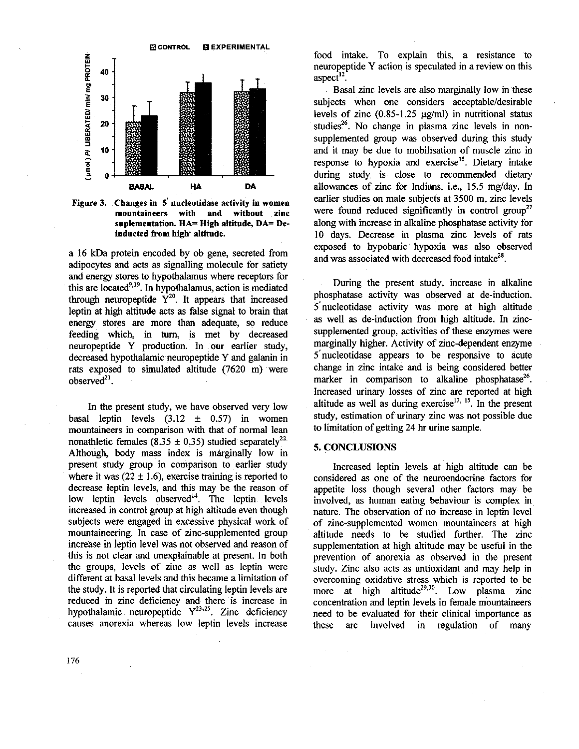Figure 3. Changes in 5' nucleotidase activity in women mountaineers with and without zinc suplementation. HA= High altitude, DA= De-inducted from high altitude.

a 16 kDa protein encoded by ob gene, secreted from adipocytes and acts as signalling molecule for satiety and energy stores to hypothalamus where receptors for this are located[9,19]. In hypothalamus, action is mediated through neuropeptide Y[20]. It appears that increased leptin at high altitude acts as false signal to brain that energy stores are more than adequate, so reduce feeding which, in turn, is met by decreased neuropeptide Y production. In our earlier study, decreased hypothalamic neuropeptide Y and galanin in rats exposed to simulated altitude (7620 m) were observed[21].

In the present study, we have observed very low basal leptin levels (3.12 ± 0.57) in women mountaineers in comparison with that of normal lean nonathletic females (8.35 ± 0.35) studied separately[22]. Although, body mass index is marginally low in present study group in comparison to earlier study where it was (22 ± 1.6), exercise training is reported to decrease leptin levels, and this may be the reason of low leptin levels observed[14]. The leptin levels increased in control group at high altitude even though subjects were engaged in excessive physical work of mountaineering. In case of zinc-supplemented group increase in leptin level was not observed and reason of this is not clear and unexplainable at present. In both the groups, levels of zinc as well as leptin were different at basal levels and this became a limitation of the study. It is reported that circulating leptin levels are reduced in zinc deficiency and there is increase in hypothalamic neuropeptide Y[23-25]. Zinc deficiency causes anorexia whereas low leptin levels increase food intake. To explain this, a resistance to neuropeptide Y action is speculated in a review on this aspect[12].

Basal zinc levels are also marginally low in these subjects when one considers acceptable/desirable levels of zinc (0.85-1.25 μg/ml) in nutritional status studies[26]. No change in plasma zinc levels in non-supplemented group was observed during this study and it may be due to mobilisation of muscle zinc in response to hypoxia and exercise[15]. Dietary intake during study is close to recommended dietary allowances of zinc for Indians, i.e., 15.5 mg/day. In earlier studies on male subjects at 3500 m, zinc levels were found reduced significantly in control group[27] along with increase in alkaline phosphatase activity for 10 days. Decrease in plasma zinc levels of rats exposed to hypobaric hypoxia was also observed and was associated with decreased food intake[28].

During the present study, increase in alkaline phosphatase activity was observed at de-induction. 5' nucleotidase activity was more at high altitude as well as de-induction from high altitude. In zinc-supplemented group, activities of these enzymes were marginally higher. Activity of zinc-dependent enzyme 5' nucleotidase appears to be responsive to acute change in zinc intake and is being considered better marker in comparison to alkaline phosphatase[26]. Increased urinary losses of zinc are reported at high altitude as well as during exercise[13,15]. In the present study, estimation of urinary zinc was not possible due to limitation of getting 24 hr urine sample.

## 5. CONCLUSIONS

Increased leptin levels at high altitude can be considered as one of the neuroendocrine factors for appetite loss though several other factors may be involved, as human eating behaviour is complex in nature. The observation of no increase in leptin level of zinc-supplemented women mountaineers at high altitude needs to be studied further. The zinc supplementation at high altitude may be useful in the prevention of anorexia as observed in the present study. Zinc also acts as antioxidant and may help in overcoming oxidative stress which is reported to be more at high altitude[29,30]. Low plasma zinc concentration and leptin levels in female mountaineers need to be evaluated for their clinical importance as these are involved in regulation of many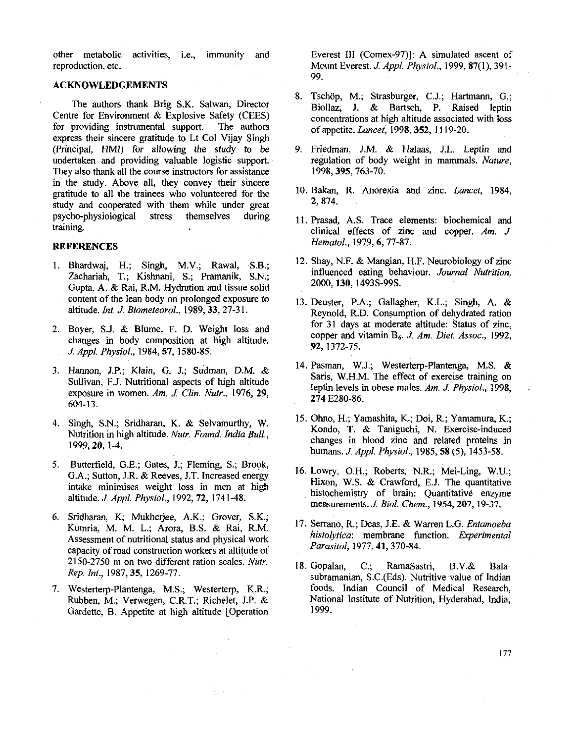other metabolic activities, i.e., immunity and reproduction, etc.

## ACKNOWLEDGEMENTS

The authors thank Brig S.K. Salwan, Director Centre for Environment & Explosive Safety (CEES) for providing instrumental support. The authors express their sincere gratitude to Lt Col Vijay Singh (Principal, HMI) for allowing the study to be undertaken and providing valuable logistic support. They also thank all the course instructors for assistance in the study. Above all, they convey their sincere gratitude to all the trainees who volunteered for the study and cooperated with them while under great psycho-physiological stress themselves during training.

## REFERENCES

1. Bhardwaj, H.; Singh, M.V.; Rawal, S.B.; Zachariah, T.; Kishnani, S.; Pramanik, S.N.; Gupta, A. & Rai, R.M. Hydration and tissue solid content of the lean body on prolonged exposure to altitude. *Int. J. Biometeorol.*, 1989, **33**, 27-31.

2. Boyer, S.J. & Blume, F. D. Weight loss and changes in body composition at high altitude. *J. Appl. Physiol.*, 1984, **57**, 1580-85.

3. Hannon, J.P.; Klain, G. J.; Sudman, D.M. & Sullivan, F.J. Nutritional aspects of high altitude exposure in women. *Am. J. Clin. Nutr.*, 1976, **29**, 604-13.

4. Singh, S.N.; Sridharan, K. & Selvamurthy, W. Nutrition in high altitude. *Nutr. Found. India Bull.*, 1999, **20**, 1-4.

5. Butterfield, G.E.; Gates, J.; Fleming, S.; Brook, G.A.; Sutton, J.R. & Reeves, J.T. Increased energy intake minimises weight loss in men at high altitude. *J. Appl. Physiol.*, 1992, **72**, 1741-48.

6. Sridharan, K; Mukherjee, A.K.; Grover, S.K.; Kumria, M. M. L.; Arora, B.S. & Rai, R.M. Assessment of nutritional status and physical work capacity of road construction workers at altitude of 2150-2750 m on two different ration scales. *Nutr. Rep. Int.*, 1987, **35**, 1269-77.

7. Westerterp-Plantenga, M.S.; Westerterp, K.R.; Rubben, M.; Verwegen, C.R.T.; Richelet, J.P. & Gardette, B. Appetite at high altitude [Operation Everest III (Comex-97)]: A simulated ascent of Mount Everest. *J. Appl. Physiol.*, 1999, **87**(1), 391-99.

8. Tschöp, M.; Strasburger, C.J.; Hartmann, G.; Biollaz, J. & Bartsch, P. Raised leptin concentrations at high altitude associated with loss of appetite. *Lancet*, 1998, **352**, 1119-20.

9. Friedman, J.M. & Halaas, J.L. Leptin and regulation of body weight in mammals. *Nature*, 1998, **395**, 763-70.

10. Bakan, R. Anorexia and zinc. *Lancet*, 1984, **2**, 874.

11. Prasad, A.S. Trace elements: biochemical and clinical effects of zinc and copper. *Am. J. Hematol.*, 1979, **6**, 77-87.

12. Shay, N.F. & Mangian, H.F. Neurobiology of zinc influenced eating behaviour. *Journal Nutrition*, 2000, **130**, 1493S-99S.

13. Deuster, P.A.; Gallagher, K.L.; Singh, A. & Reynold, R.D. Consumption of dehydrated ration for 31 days at moderate altitude: Status of zinc, copper and vitamin $B_6$. *J. Am. Diet. Assoc.*, 1992, **92**, 1372-75.

14. Pasman, W.J.; Westerterp-Plantenga, M.S. & Saris, W.H.M. The effect of exercise training on leptin levels in obese males. *Am. J. Physiol.*, 1998, **274** E280-86.

15. Ohno, H.; Yamashita, K.; Doi, R.; Yamamura, K.; Kondo, T. & Taniguchi, N. Exercise-induced changes in blood zinc and related proteins in humans. *J. Appl. Physiol.*, 1985, **58** (5), 1453-58.

16. Lowry, O.H.; Roberts, N.R.; Mei-Ling, W.U.; Hixon, W.S. & Crawford, E.J. The quantitative histochemistry of brain: Quantitative enzyme measurements. *J. Biol. Chem.*, 1954, **207**, 19-37.

17. Serrano, R.; Deas, J.E. & Warren L.G. *Entamoeba histolytica*: membrane function. *Experimental Parasitol*, 1977, **41**, 370-84.

18. Gopalan, C.; RamaSastri, B.V.& Balasubramanian, S.C.(Eds). Nutritive value of Indian foods. Indian Council of Medical Research, National Institute of Nutrition, Hyderabad, India, 1999.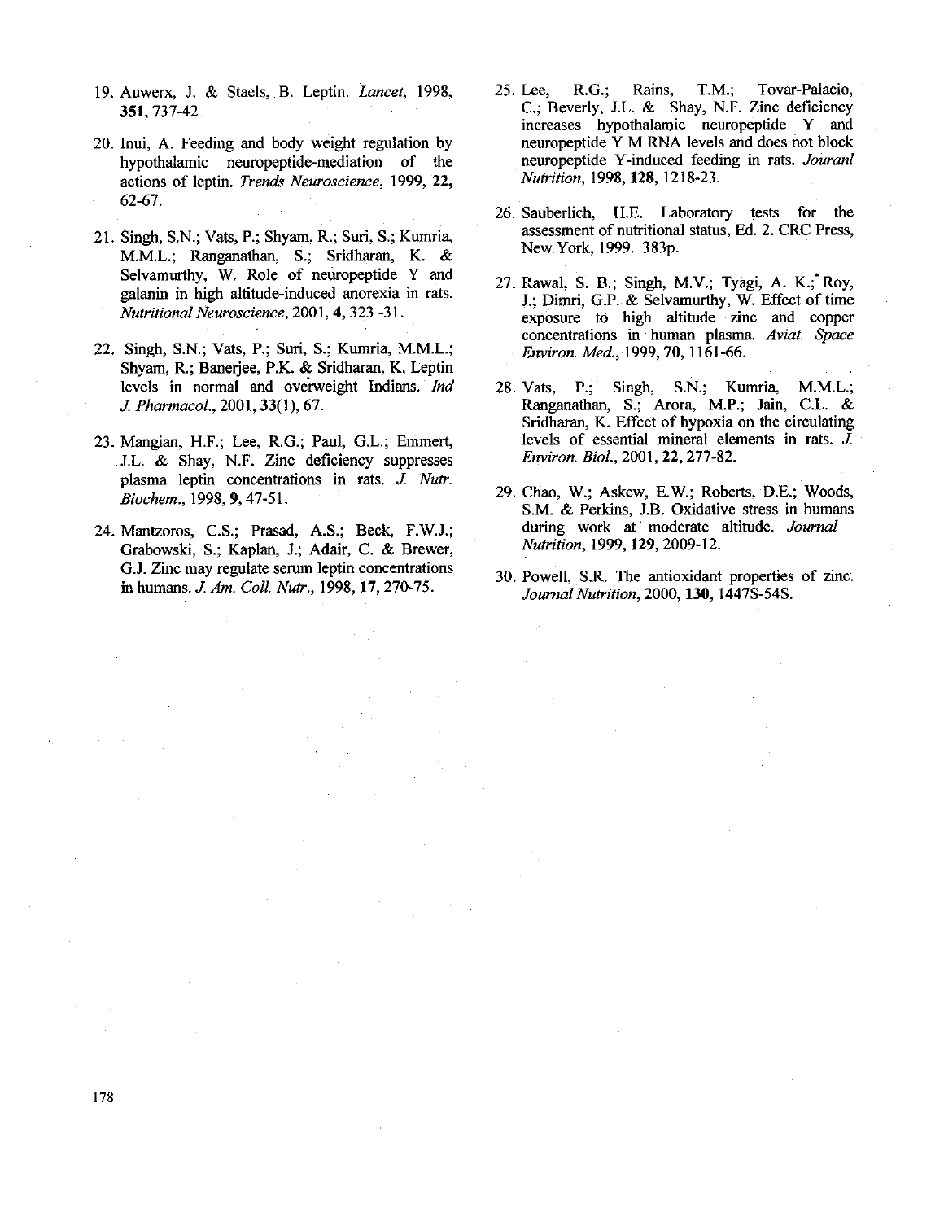19. Auwerx, J. & Staels, B. Leptin. *Lancet*, 1998, **351**, 737-42.

20. Inui, A. Feeding and body weight regulation by hypothalamic neuropeptide-mediation of the actions of leptin. *Trends Neuroscience*, 1999, **22**, 62-67.

21. Singh, S.N.; Vats, P.; Shyam, R.; Suri, S.; Kumria, M.M.L.; Ranganathan, S.; Sridharan, K. & Selvamurthy, W. Role of neuropeptide Y and galanin in high altitude-induced anorexia in rats. *Nutritional Neuroscience*, 2001, **4**, 323 -31.

22. Singh, S.N.; Vats, P.; Suri, S.; Kumria, M.M.L.; Shyam, R.; Banerjee, P.K. & Sridharan, K. Leptin levels in normal and overweight Indians. *Ind J. Pharmacol.*, 2001, **33**(1), 67.

23. Mangian, H.F.; Lee, R.G.; Paul, G.L.; Emmert, J.L. & Shay, N.F. Zinc deficiency suppresses plasma leptin concentrations in rats. *J. Nutr. Biochem.*, 1998, **9**, 47-51.

24. Mantzoros, C.S.; Prasad, A.S.; Beck, F.W.J.; Grabowski, S.; Kaplan, J.; Adair, C. & Brewer, G.J. Zinc may regulate serum leptin concentrations in humans. *J. Am. Coll. Nutr.*, 1998, **17**, 270-75.

25. Lee, R.G.; Rains, T.M.; Tovar-Palacio, C.; Beverly, J.L. & Shay, N.F. Zinc deficiency increases hypothalamic neuropeptide Y and neuropeptide Y M RNA levels and does not block neuropeptide Y-induced feeding in rats. *Jouranl Nutrition*, 1998, **128**, 1218-23.

26. Sauberlich, H.E. Laboratory tests for the assessment of nutritional status, Ed. 2. CRC Press, New York, 1999. 383p.

27. Rawal, S. B.; Singh, M.V.; Tyagi, A. K.; Roy, J.; Dimri, G.P. & Selvamurthy, W. Effect of time exposure to high altitude zinc and copper concentrations in human plasma. *Aviat. Space Environ. Med.*, 1999, **70**, 1161-66.

28. Vats, P.; Singh, S.N.; Kumria, M.M.L.; Ranganathan, S.; Arora, M.P.; Jain, C.L. & Sridharan, K. Effect of hypoxia on the circulating levels of essential mineral elements in rats. *J. Environ. Biol.*, 2001, **22**, 277-82.

29. Chao, W.; Askew, E.W.; Roberts, D.E.; Woods, S.M. & Perkins, J.B. Oxidative stress in humans during work at moderate altitude. *Journal Nutrition*, 1999, **129**, 2009-12.

30. Powell, S.R. The antioxidant properties of zinc. *Journal Nutrition*, 2000, **130**, 1447S-54S.